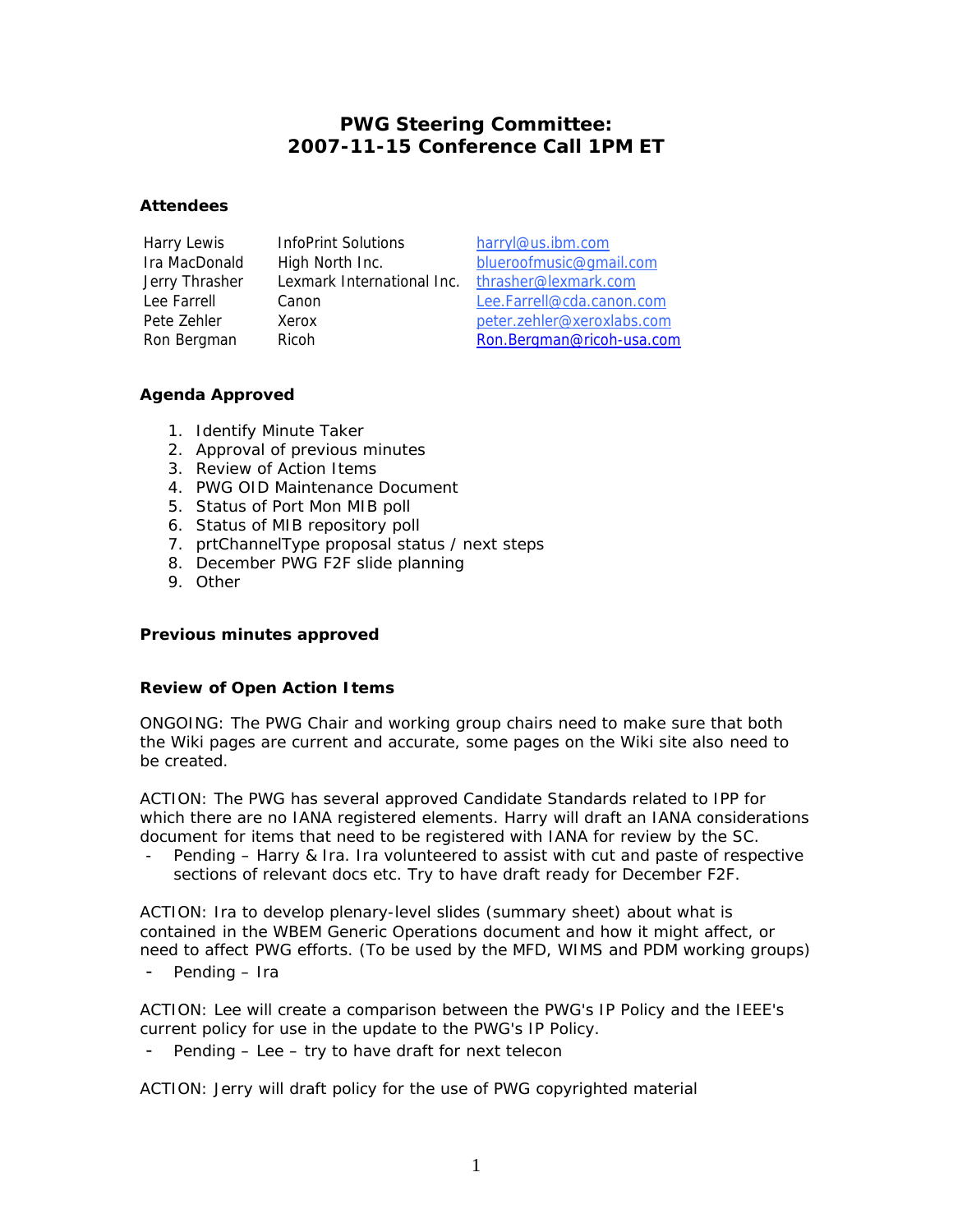# PWG Steering Committee: 2007-11-15 Conference Call 1PM ET

### Attendees

| | | |
|---|---|---|
| Harry Lewis | InfoPrint Solutions | harryl@us.ibm.com |
| Ira MacDonald | High North Inc. | blueroofmusic@gmail.com |
| Jerry Thrasher | Lexmark International Inc. | thrasher@lexmark.com |
| Lee Farrell | Canon | Lee.Farrell@cda.canon.com |
| Pete Zehler | Xerox | peter.zehler@xeroxlabs.com |
| Ron Bergman | Ricoh | Ron.Bergman@ricoh-usa.com |

### Agenda Approved

1. Identify Minute Taker
2. Approval of previous minutes
3. Review of Action Items
4. PWG OID Maintenance Document
5. Status of Port Mon MIB poll
6. Status of MIB repository poll
7. prtChannelType proposal status / next steps
8. December PWG F2F slide planning
9. Other

### Previous minutes approved

### Review of Open Action Items

ONGOING: The PWG Chair and working group chairs need to make sure that both the Wiki pages are current and accurate, some pages on the Wiki site also need to be created.

ACTION: The PWG has several approved Candidate Standards related to IPP for which there are no IANA registered elements. Harry will draft an IANA considerations document for items that need to be registered with IANA for review by the SC.

- Pending – Harry & Ira. Ira volunteered to assist with cut and paste of respective sections of relevant docs etc. Try to have draft ready for December F2F.

ACTION: Ira to develop plenary-level slides (summary sheet) about what is contained in the WBEM Generic Operations document and how it might affect, or need to affect PWG efforts. (To be used by the MFD, WIMS and PDM working groups)

- Pending – Ira

ACTION: Lee will create a comparison between the PWG's IP Policy and the IEEE's current policy for use in the update to the PWG's IP Policy.

- Pending – Lee – try to have draft for next telecon

ACTION: Jerry will draft policy for the use of PWG copyrighted material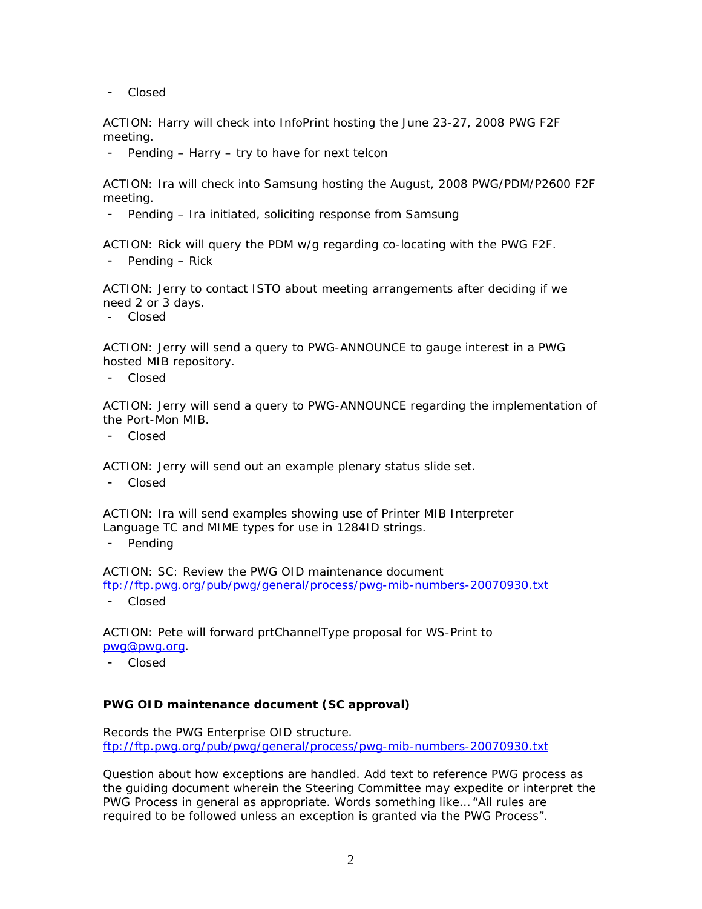- Closed

ACTION: Harry will check into InfoPrint hosting the June 23-27, 2008 PWG F2F meeting.

- Pending – Harry – try to have for next telcon

ACTION: Ira will check into Samsung hosting the August, 2008 PWG/PDM/P2600 F2F meeting.

- Pending – Ira initiated, soliciting response from Samsung

ACTION: Rick will query the PDM w/g regarding co-locating with the PWG F2F.

- Pending – Rick

ACTION: Jerry to contact ISTO about meeting arrangements after deciding if we need 2 or 3 days.

- Closed

ACTION: Jerry will send a query to PWG-ANNOUNCE to gauge interest in a PWG hosted MIB repository.

- Closed

ACTION: Jerry will send a query to PWG-ANNOUNCE regarding the implementation of the Port-Mon MIB.

- Closed

ACTION: Jerry will send out an example plenary status slide set.

- Closed

ACTION: Ira will send examples showing use of Printer MIB Interpreter Language TC and MIME types for use in 1284ID strings.

- Pending

ACTION: SC: Review the PWG OID maintenance document ftp://ftp.pwg.org/pub/pwg/general/process/pwg-mib-numbers-20070930.txt

- Closed

ACTION: Pete will forward prtChannelType proposal for WS-Print to pwg@pwg.org.

- Closed

**PWG OID maintenance document (SC approval)**

Records the PWG Enterprise OID structure.
ftp://ftp.pwg.org/pub/pwg/general/process/pwg-mib-numbers-20070930.txt

Question about how exceptions are handled. Add text to reference PWG process as the guiding document wherein the Steering Committee may expedite or interpret the PWG Process in general as appropriate. Words something like… "All rules are required to be followed unless an exception is granted via the PWG Process".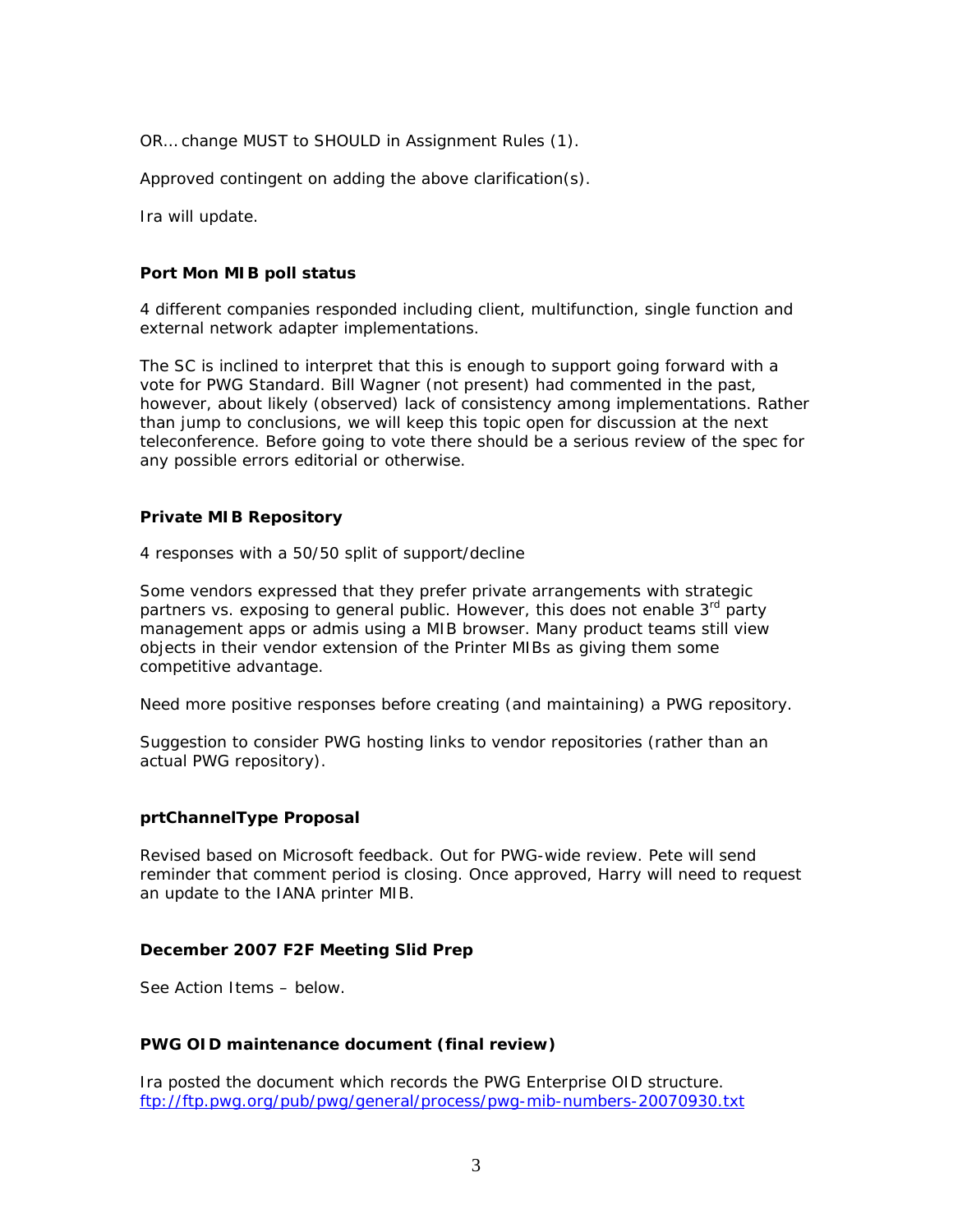OR… change MUST to SHOULD in Assignment Rules (1).

Approved contingent on adding the above clarification(s).

Ira will update.

**Port Mon MIB poll status**

4 different companies responded including client, multifunction, single function and external network adapter implementations.

The SC is inclined to interpret that this is enough to support going forward with a vote for PWG Standard. Bill Wagner (not present) had commented in the past, however, about likely (observed) lack of consistency among implementations. Rather than jump to conclusions, we will keep this topic open for discussion at the next teleconference. Before going to vote there should be a serious review of the spec for any possible errors editorial or otherwise.

**Private MIB Repository**

4 responses with a 50/50 split of support/decline

Some vendors expressed that they prefer private arrangements with strategic partners vs. exposing to general public. However, this does not enable 3rd party management apps or admis using a MIB browser. Many product teams still view objects in their vendor extension of the Printer MIBs as giving them some competitive advantage.

Need more positive responses before creating (and maintaining) a PWG repository.

Suggestion to consider PWG hosting links to vendor repositories (rather than an actual PWG repository).

**prtChannelType Proposal**

Revised based on Microsoft feedback. Out for PWG-wide review. Pete will send reminder that comment period is closing. Once approved, Harry will need to request an update to the IANA printer MIB.

**December 2007 F2F Meeting Slid Prep**

See Action Items – below.

**PWG OID maintenance document (final review)**

Ira posted the document which records the PWG Enterprise OID structure.
[ftp://ftp.pwg.org/pub/pwg/general/process/pwg-mib-numbers-20070930.txt](ftp://ftp.pwg.org/pub/pwg/general/process/pwg-mib-numbers-20070930.txt)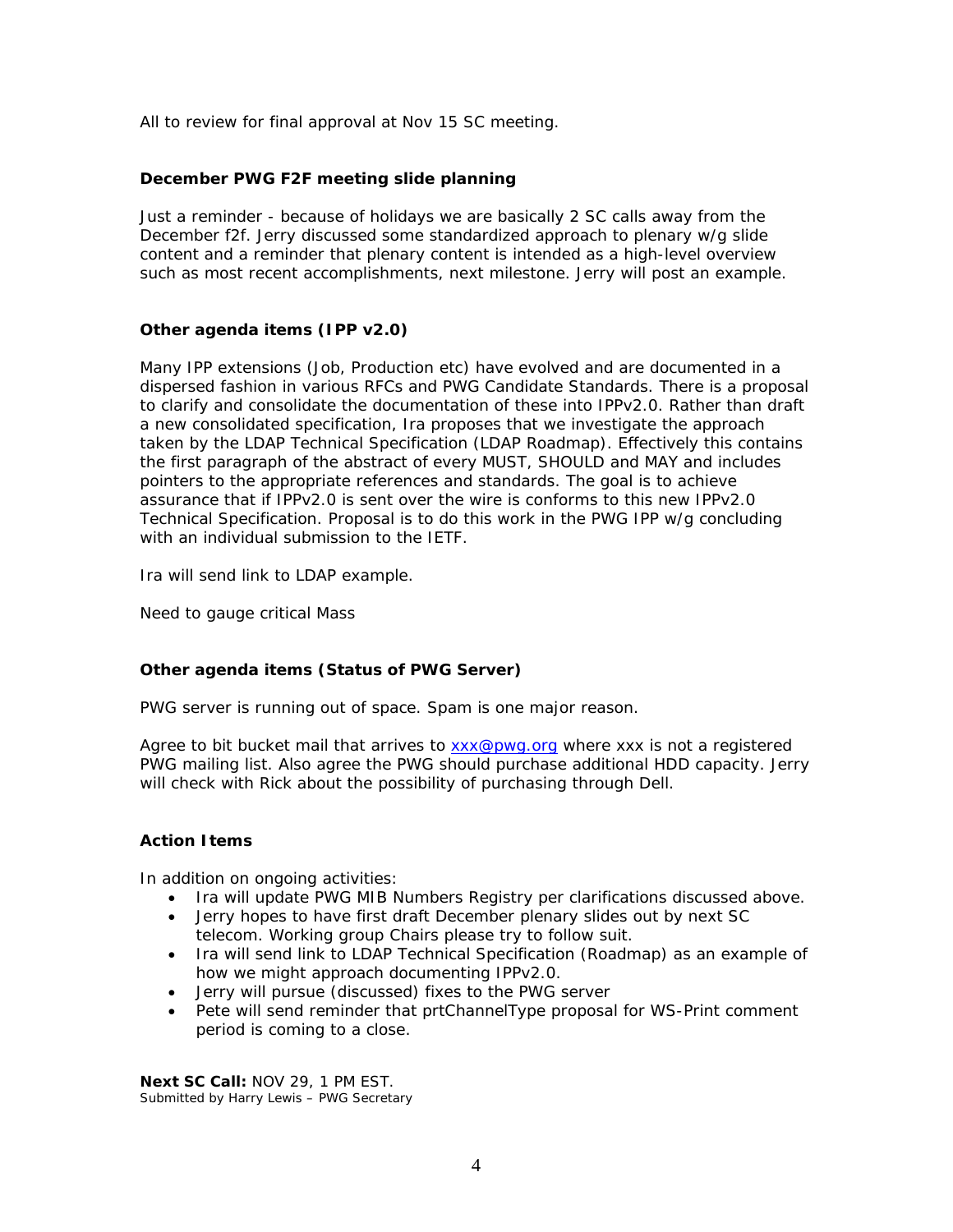All to review for final approval at Nov 15 SC meeting.

### December PWG F2F meeting slide planning

Just a reminder - because of holidays we are basically 2 SC calls away from the December f2f. Jerry discussed some standardized approach to plenary w/g slide content and a reminder that plenary content is intended as a high-level overview such as most recent accomplishments, next milestone. Jerry will post an example.

### Other agenda items (IPP v2.0)

Many IPP extensions (Job, Production etc) have evolved and are documented in a dispersed fashion in various RFCs and PWG Candidate Standards. There is a proposal to clarify and consolidate the documentation of these into IPPv2.0. Rather than draft a new consolidated specification, Ira proposes that we investigate the approach taken by the LDAP Technical Specification (LDAP Roadmap). Effectively this contains the first paragraph of the abstract of every MUST, SHOULD and MAY and includes pointers to the appropriate references and standards. The goal is to achieve assurance that if IPPv2.0 is sent over the wire is conforms to this new IPPv2.0 Technical Specification. Proposal is to do this work in the PWG IPP w/g concluding with an individual submission to the IETF.

Ira will send link to LDAP example.

Need to gauge critical Mass

### Other agenda items (Status of PWG Server)

PWG server is running out of space. Spam is one major reason.

Agree to bit bucket mail that arrives to xxx@pwg.org where xxx is not a registered PWG mailing list. Also agree the PWG should purchase additional HDD capacity. Jerry will check with Rick about the possibility of purchasing through Dell.

### Action Items

In addition on ongoing activities:

- Ira will update PWG MIB Numbers Registry per clarifications discussed above.
- Jerry hopes to have first draft December plenary slides out by next SC telecom. Working group Chairs please try to follow suit.
- Ira will send link to LDAP Technical Specification (Roadmap) as an example of how we might approach documenting IPPv2.0.
- Jerry will pursue (discussed) fixes to the PWG server
- Pete will send reminder that prtChannelType proposal for WS-Print comment period is coming to a close.

**Next SC Call:** NOV 29, 1 PM EST.
Submitted by Harry Lewis – PWG Secretary